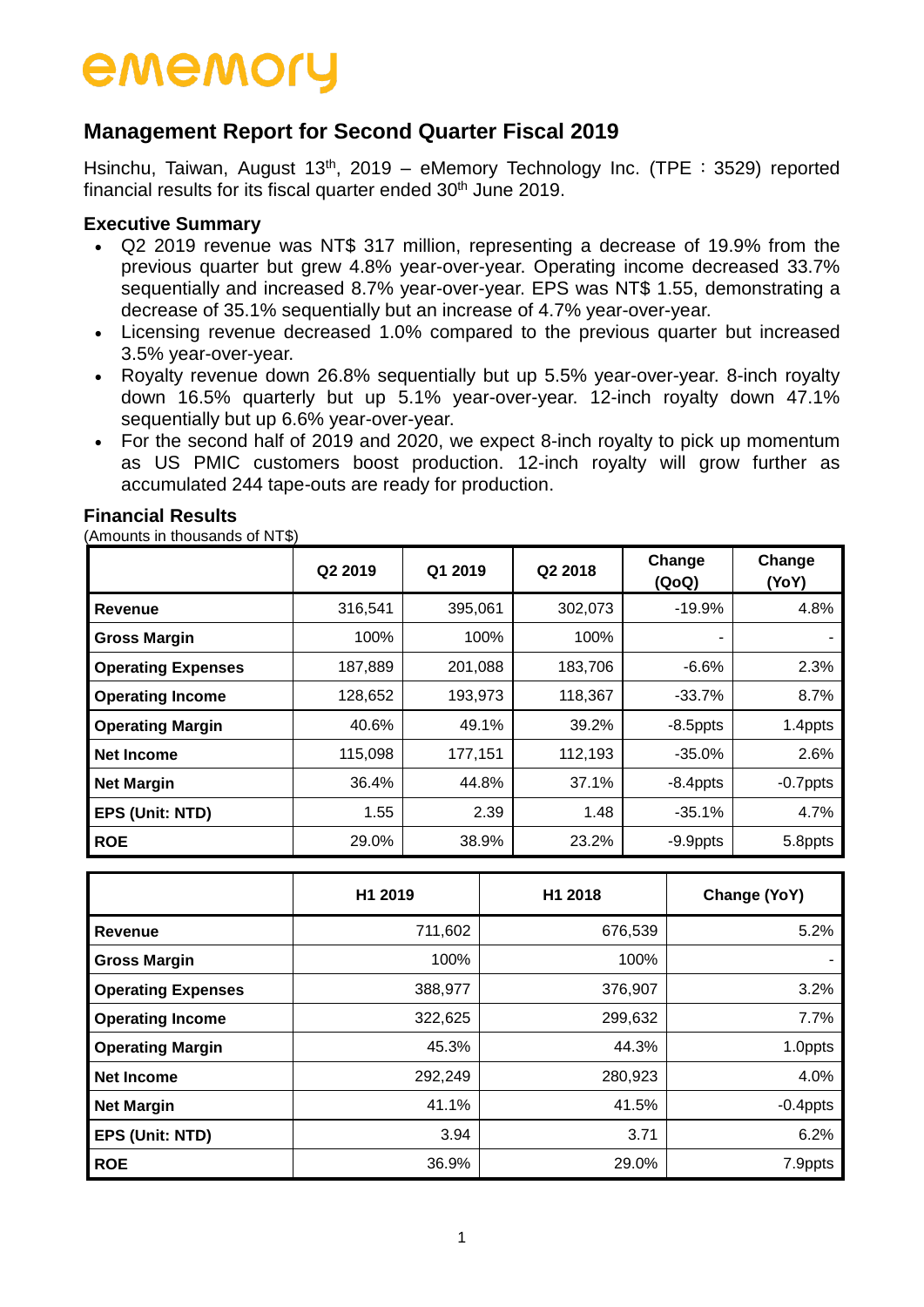ememory

# Management Report for Second Quarter Fiscal 2019

Hsinchu, Taiwan, August 13th, 2019 – eMemory Technology Inc. (TPE：3529) reported financial results for its fiscal quarter ended 30th June 2019.

## Executive Summary

- Q2 2019 revenue was NT$ 317 million, representing a decrease of 19.9% from the previous quarter but grew 4.8% year-over-year. Operating income decreased 33.7% sequentially and increased 8.7% year-over-year. EPS was NT$ 1.55, demonstrating a decrease of 35.1% sequentially but an increase of 4.7% year-over-year.
- Licensing revenue decreased 1.0% compared to the previous quarter but increased 3.5% year-over-year.
- Royalty revenue down 26.8% sequentially but up 5.5% year-over-year. 8-inch royalty down 16.5% quarterly but up 5.1% year-over-year. 12-inch royalty down 47.1% sequentially but up 6.6% year-over-year.
- For the second half of 2019 and 2020, we expect 8-inch royalty to pick up momentum as US PMIC customers boost production. 12-inch royalty will grow further as accumulated 244 tape-outs are ready for production.

## Financial Results

(Amounts in thousands of NT$)

| | Q2 2019 | Q1 2019 | Q2 2018 | Change (QoQ) | Change (YoY) |
|---|---|---|---|---|---|
| **Revenue** | 316,541 | 395,061 | 302,073 | -19.9% | 4.8% |
| **Gross Margin** | 100% | 100% | 100% | - | - |
| **Operating Expenses** | 187,889 | 201,088 | 183,706 | -6.6% | 2.3% |
| **Operating Income** | 128,652 | 193,973 | 118,367 | -33.7% | 8.7% |
| **Operating Margin** | 40.6% | 49.1% | 39.2% | -8.5ppts | 1.4ppts |
| **Net Income** | 115,098 | 177,151 | 112,193 | -35.0% | 2.6% |
| **Net Margin** | 36.4% | 44.8% | 37.1% | -8.4ppts | -0.7ppts |
| **EPS (Unit: NTD)** | 1.55 | 2.39 | 1.48 | -35.1% | 4.7% |
| **ROE** | 29.0% | 38.9% | 23.2% | -9.9ppts | 5.8ppts |

| | H1 2019 | H1 2018 | Change (YoY) |
|---|---|---|---|
| **Revenue** | 711,602 | 676,539 | 5.2% |
| **Gross Margin** | 100% | 100% | - |
| **Operating Expenses** | 388,977 | 376,907 | 3.2% |
| **Operating Income** | 322,625 | 299,632 | 7.7% |
| **Operating Margin** | 45.3% | 44.3% | 1.0ppts |
| **Net Income** | 292,249 | 280,923 | 4.0% |
| **Net Margin** | 41.1% | 41.5% | -0.4ppts |
| **EPS (Unit: NTD)** | 3.94 | 3.71 | 6.2% |
| **ROE** | 36.9% | 29.0% | 7.9ppts |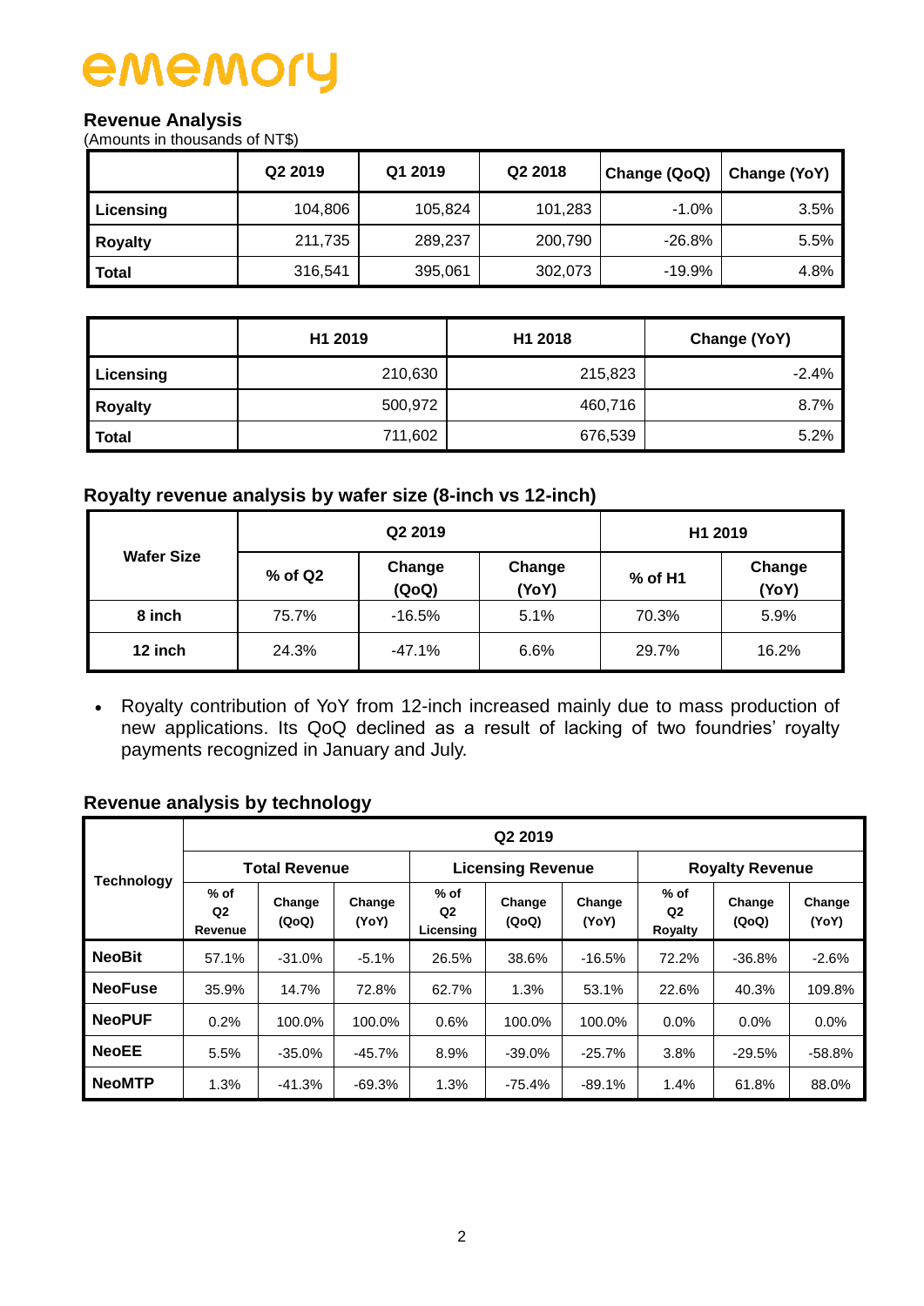# ememory

## Revenue Analysis

(Amounts in thousands of NT$)

| | Q2 2019 | Q1 2019 | Q2 2018 | Change (QoQ) | Change (YoY) |
|---|---|---|---|---|---|
| **Licensing** | 104,806 | 105,824 | 101,283 | -1.0% | 3.5% |
| **Royalty** | 211,735 | 289,237 | 200,790 | -26.8% | 5.5% |
| **Total** | 316,541 | 395,061 | 302,073 | -19.9% | 4.8% |

| | H1 2019 | H1 2018 | Change (YoY) |
|---|---|---|---|
| **Licensing** | 210,630 | 215,823 | -2.4% |
| **Royalty** | 500,972 | 460,716 | 8.7% |
| **Total** | 711,602 | 676,539 | 5.2% |

## Royalty revenue analysis by wafer size (8-inch vs 12-inch)

| Wafer Size | Q2 2019 | | | H1 2019 | |
|---|---|---|---|---|---|
| | % of Q2 | Change (QoQ) | Change (YoY) | % of H1 | Change (YoY) |
| **8 inch** | 75.7% | -16.5% | 5.1% | 70.3% | 5.9% |
| **12 inch** | 24.3% | -47.1% | 6.6% | 29.7% | 16.2% |

- Royalty contribution of YoY from 12-inch increased mainly due to mass production of new applications. Its QoQ declined as a result of lacking of two foundries' royalty payments recognized in January and July.

## Revenue analysis by technology

| Technology | Q2 2019 | | | | | | | | |
|---|---|---|---|---|---|---|---|---|---|
| | Total Revenue | | | Licensing Revenue | | | Royalty Revenue | | |
| | % of Q2 Revenue | Change (QoQ) | Change (YoY) | % of Q2 Licensing | Change (QoQ) | Change (YoY) | % of Q2 Royalty | Change (QoQ) | Change (YoY) |
| **NeoBit** | 57.1% | -31.0% | -5.1% | 26.5% | 38.6% | -16.5% | 72.2% | -36.8% | -2.6% |
| **NeoFuse** | 35.9% | 14.7% | 72.8% | 62.7% | 1.3% | 53.1% | 22.6% | 40.3% | 109.8% |
| **NeoPUF** | 0.2% | 100.0% | 100.0% | 0.6% | 100.0% | 100.0% | 0.0% | 0.0% | 0.0% |
| **NeoEE** | 5.5% | -35.0% | -45.7% | 8.9% | -39.0% | -25.7% | 3.8% | -29.5% | -58.8% |
| **NeoMTP** | 1.3% | -41.3% | -69.3% | 1.3% | -75.4% | -89.1% | 1.4% | 61.8% | 88.0% |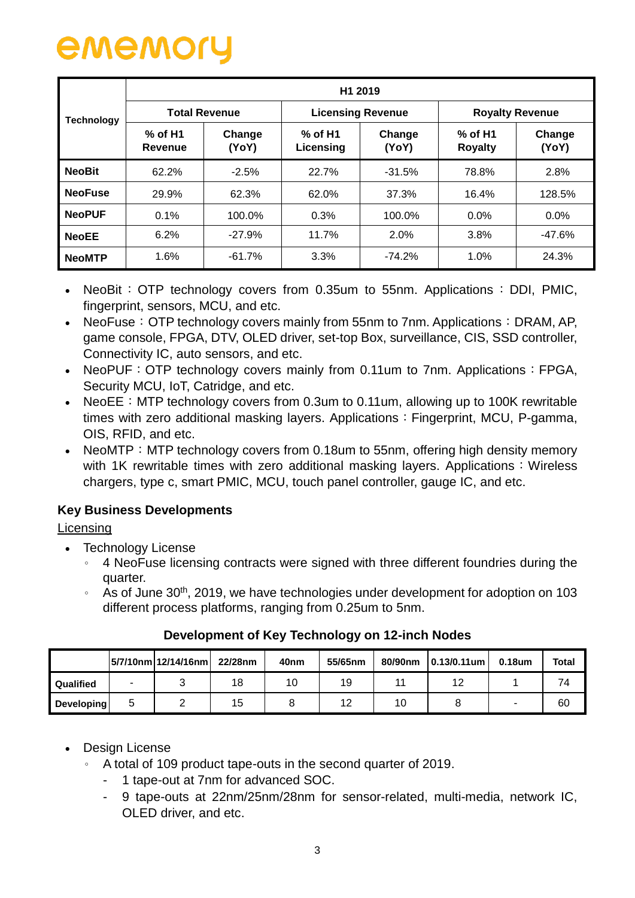ememory

| Technology | H1 2019 | | | | | |
|---|---|---|---|---|---|---|
| | Total Revenue | | Licensing Revenue | | Royalty Revenue | |
| | % of H1 Revenue | Change (YoY) | % of H1 Licensing | Change (YoY) | % of H1 Royalty | Change (YoY) |
| **NeoBit** | 62.2% | -2.5% | 22.7% | -31.5% | 78.8% | 2.8% |
| **NeoFuse** | 29.9% | 62.3% | 62.0% | 37.3% | 16.4% | 128.5% |
| **NeoPUF** | 0.1% | 100.0% | 0.3% | 100.0% | 0.0% | 0.0% |
| **NeoEE** | 6.2% | -27.9% | 11.7% | 2.0% | 3.8% | -47.6% |
| **NeoMTP** | 1.6% | -61.7% | 3.3% | -74.2% | 1.0% | 24.3% |

- NeoBit：OTP technology covers from 0.35um to 55nm. Applications：DDI, PMIC, fingerprint, sensors, MCU, and etc.
- NeoFuse：OTP technology covers mainly from 55nm to 7nm. Applications：DRAM, AP, game console, FPGA, DTV, OLED driver, set-top Box, surveillance, CIS, SSD controller, Connectivity IC, auto sensors, and etc.
- NeoPUF：OTP technology covers mainly from 0.11um to 7nm. Applications：FPGA, Security MCU, IoT, Catridge, and etc.
- NeoEE：MTP technology covers from 0.3um to 0.11um, allowing up to 100K rewritable times with zero additional masking layers. Applications：Fingerprint, MCU, P-gamma, OIS, RFID, and etc.
- NeoMTP：MTP technology covers from 0.18um to 55nm, offering high density memory with 1K rewritable times with zero additional masking layers. Applications：Wireless chargers, type c, smart PMIC, MCU, touch panel controller, gauge IC, and etc.

### Key Business Developments

Licensing

- Technology License
  - 4 NeoFuse licensing contracts were signed with three different foundries during the quarter.
  - As of June 30th, 2019, we have technologies under development for adoption on 103 different process platforms, ranging from 0.25um to 5nm.

**Development of Key Technology on 12-inch Nodes**

| | 5/7/10nm | 12/14/16nm | 22/28nm | 40nm | 55/65nm | 80/90nm | 0.13/0.11um | 0.18um | Total |
|---|---|---|---|---|---|---|---|---|---|
| **Qualified** | - | 3 | 18 | 10 | 19 | 11 | 12 | 1 | 74 |
| **Developing** | 5 | 2 | 15 | 8 | 12 | 10 | 8 | - | 60 |

- Design License
  - A total of 109 product tape-outs in the second quarter of 2019.
    - 1 tape-out at 7nm for advanced SOC.
    - 9 tape-outs at 22nm/25nm/28nm for sensor-related, multi-media, network IC, OLED driver, and etc.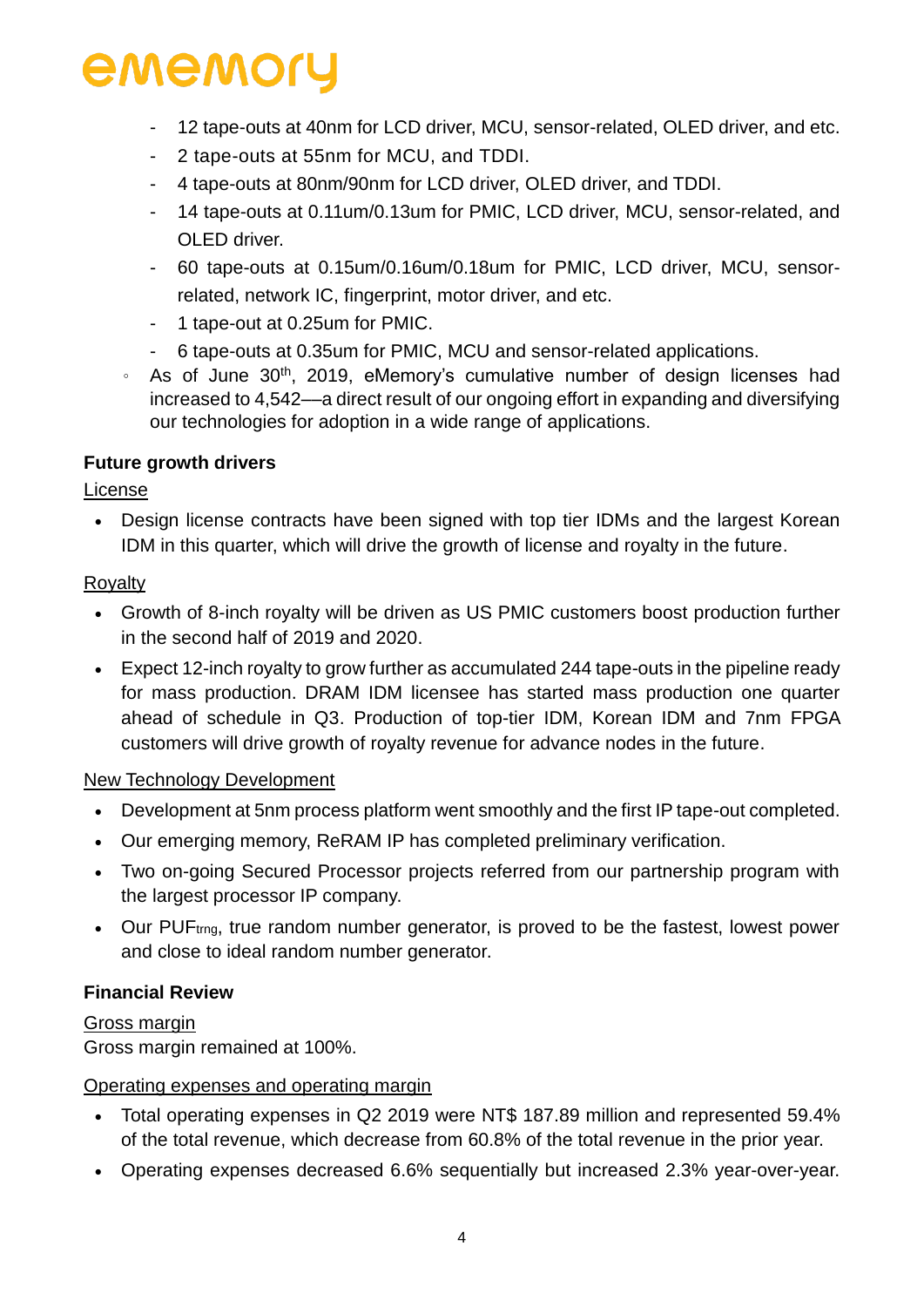- 12 tape-outs at 40nm for LCD driver, MCU, sensor-related, OLED driver, and etc.
- 2 tape-outs at 55nm for MCU, and TDDI.
- 4 tape-outs at 80nm/90nm for LCD driver, OLED driver, and TDDI.
- 14 tape-outs at 0.11um/0.13um for PMIC, LCD driver, MCU, sensor-related, and OLED driver.
- 60 tape-outs at 0.15um/0.16um/0.18um for PMIC, LCD driver, MCU, sensor-related, network IC, fingerprint, motor driver, and etc.
- 1 tape-out at 0.25um for PMIC.
- 6 tape-outs at 0.35um for PMIC, MCU and sensor-related applications.

◦ As of June 30th, 2019, eMemory's cumulative number of design licenses had increased to 4,542—a direct result of our ongoing effort in expanding and diversifying our technologies for adoption in a wide range of applications.

**Future growth drivers**

License

- Design license contracts have been signed with top tier IDMs and the largest Korean IDM in this quarter, which will drive the growth of license and royalty in the future.

Royalty

- Growth of 8-inch royalty will be driven as US PMIC customers boost production further in the second half of 2019 and 2020.
- Expect 12-inch royalty to grow further as accumulated 244 tape-outs in the pipeline ready for mass production. DRAM IDM licensee has started mass production one quarter ahead of schedule in Q3. Production of top-tier IDM, Korean IDM and 7nm FPGA customers will drive growth of royalty revenue for advance nodes in the future.

New Technology Development

- Development at 5nm process platform went smoothly and the first IP tape-out completed.
- Our emerging memory, ReRAM IP has completed preliminary verification.
- Two on-going Secured Processor projects referred from our partnership program with the largest processor IP company.
- Our PUFtrng, true random number generator, is proved to be the fastest, lowest power and close to ideal random number generator.

**Financial Review**

Gross margin

Gross margin remained at 100%.

Operating expenses and operating margin

- Total operating expenses in Q2 2019 were NT$ 187.89 million and represented 59.4% of the total revenue, which decrease from 60.8% of the total revenue in the prior year.
- Operating expenses decreased 6.6% sequentially but increased 2.3% year-over-year.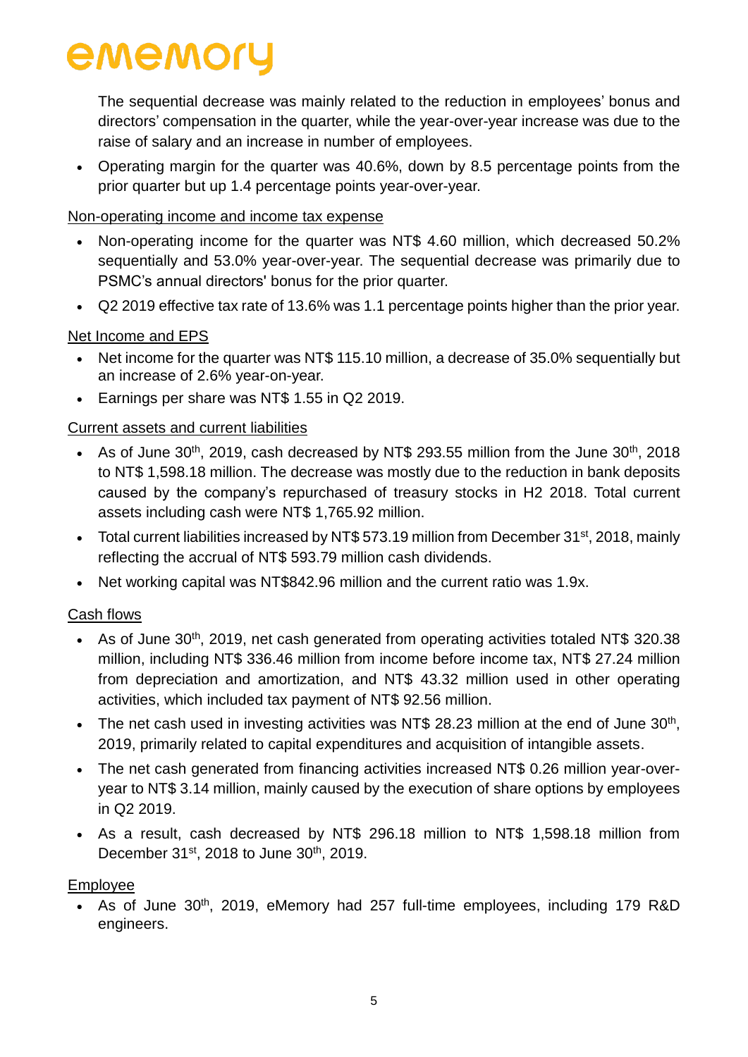The sequential decrease was mainly related to the reduction in employees' bonus and directors' compensation in the quarter, while the year-over-year increase was due to the raise of salary and an increase in number of employees.

- Operating margin for the quarter was 40.6%, down by 8.5 percentage points from the prior quarter but up 1.4 percentage points year-over-year.

Non-operating income and income tax expense

- Non-operating income for the quarter was NT$ 4.60 million, which decreased 50.2% sequentially and 53.0% year-over-year. The sequential decrease was primarily due to PSMC's annual directors' bonus for the prior quarter.
- Q2 2019 effective tax rate of 13.6% was 1.1 percentage points higher than the prior year.

Net Income and EPS

- Net income for the quarter was NT$ 115.10 million, a decrease of 35.0% sequentially but an increase of 2.6% year-on-year.
- Earnings per share was NT$ 1.55 in Q2 2019.

Current assets and current liabilities

- As of June 30th, 2019, cash decreased by NT$ 293.55 million from the June 30th, 2018 to NT$ 1,598.18 million. The decrease was mostly due to the reduction in bank deposits caused by the company's repurchased of treasury stocks in H2 2018. Total current assets including cash were NT$ 1,765.92 million.
- Total current liabilities increased by NT$ 573.19 million from December 31st, 2018, mainly reflecting the accrual of NT$ 593.79 million cash dividends.
- Net working capital was NT$842.96 million and the current ratio was 1.9x.

Cash flows

- As of June 30th, 2019, net cash generated from operating activities totaled NT$ 320.38 million, including NT$ 336.46 million from income before income tax, NT$ 27.24 million from depreciation and amortization, and NT$ 43.32 million used in other operating activities, which included tax payment of NT$ 92.56 million.
- The net cash used in investing activities was NT$ 28.23 million at the end of June 30th, 2019, primarily related to capital expenditures and acquisition of intangible assets.
- The net cash generated from financing activities increased NT$ 0.26 million year-over-year to NT$ 3.14 million, mainly caused by the execution of share options by employees in Q2 2019.
- As a result, cash decreased by NT$ 296.18 million to NT$ 1,598.18 million from December 31st, 2018 to June 30th, 2019.

Employee

- As of June 30th, 2019, eMemory had 257 full-time employees, including 179 R&D engineers.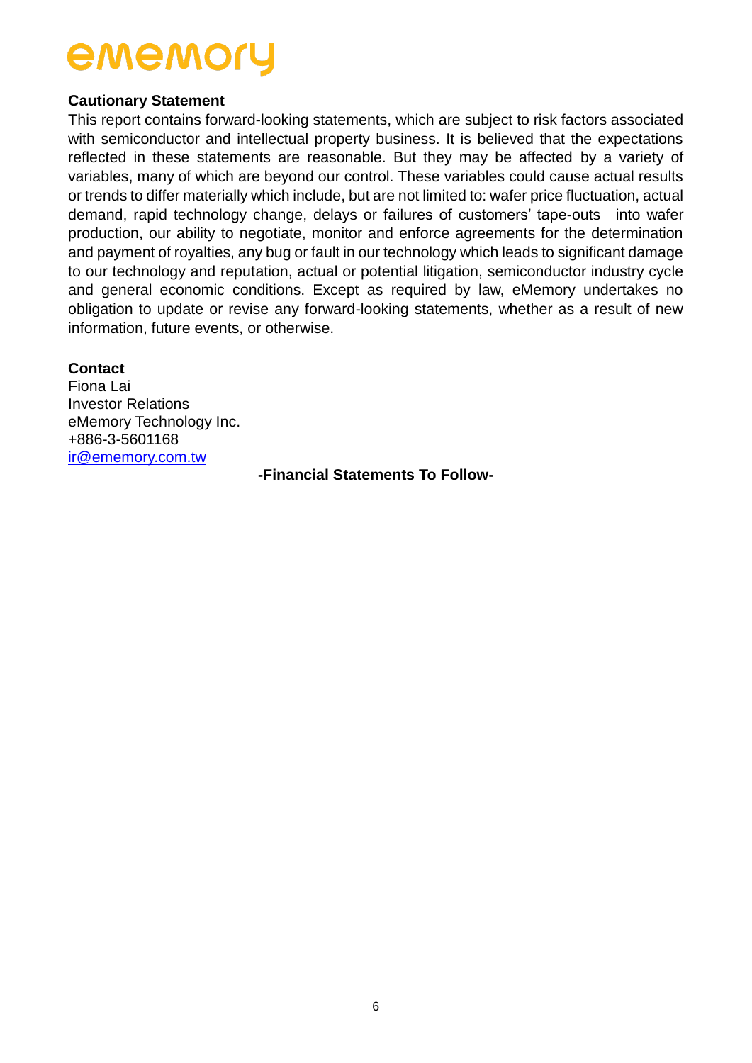**Cautionary Statement**

This report contains forward-looking statements, which are subject to risk factors associated with semiconductor and intellectual property business. It is believed that the expectations reflected in these statements are reasonable. But they may be affected by a variety of variables, many of which are beyond our control. These variables could cause actual results or trends to differ materially which include, but are not limited to: wafer price fluctuation, actual demand, rapid technology change, delays or failures of customers' tape-outs into wafer production, our ability to negotiate, monitor and enforce agreements for the determination and payment of royalties, any bug or fault in our technology which leads to significant damage to our technology and reputation, actual or potential litigation, semiconductor industry cycle and general economic conditions. Except as required by law, eMemory undertakes no obligation to update or revise any forward-looking statements, whether as a result of new information, future events, or otherwise.

**Contact**

Fiona Lai
Investor Relations
eMemory Technology Inc.
+886-3-5601168
ir@ememory.com.tw

**-Financial Statements To Follow-**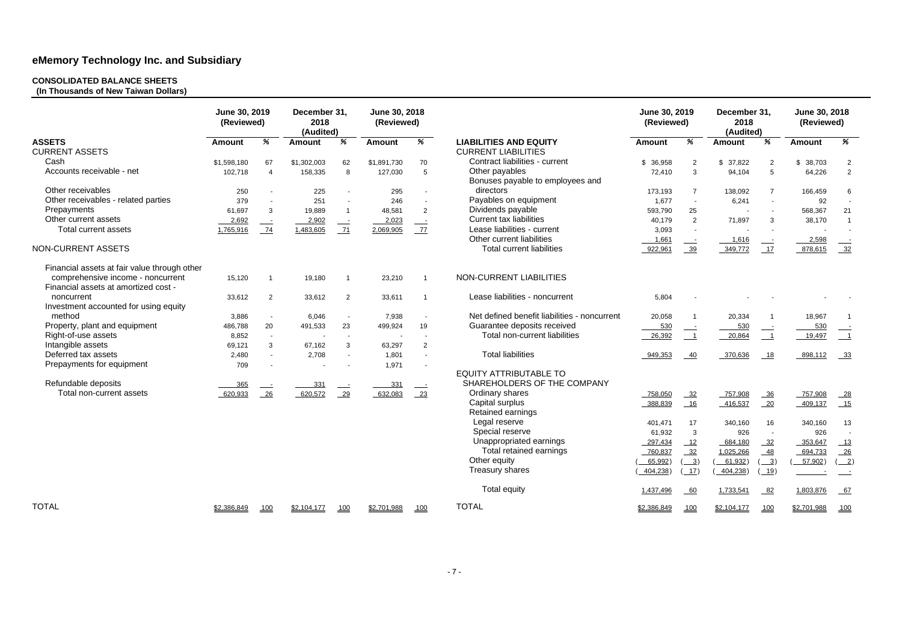# eMemory Technology Inc. and Subsidiary

**CONSOLIDATED BALANCE SHEETS**
**(In Thousands of New Taiwan Dollars)**

| | June 30, 2019 (Reviewed) | | December 31, 2018 (Audited) | | June 30, 2018 (Reviewed) | |
|---|---|---|---|---|---|---|
| **ASSETS** | **Amount** | **%** | **Amount** | **%** | **Amount** | **%** |
| CURRENT ASSETS | | | | | | |
| Cash | $1,598,180 | 67 | $1,302,003 | 62 | $1,891,730 | 70 |
| Accounts receivable - net | 102,718 | 4 | 158,335 | 8 | 127,030 | 5 |
| Other receivables | 250 | - | 225 | - | 295 | - |
| Other receivables - related parties | 379 | - | 251 | - | 246 | - |
| Prepayments | 61,697 | 3 | 19,889 | 1 | 48,581 | 2 |
| Other current assets | 2,692 | - | 2,902 | - | 2,023 | - |
| Total current assets | 1,765,916 | 74 | 1,483,605 | 71 | 2,069,905 | 77 |
| NON-CURRENT ASSETS | | | | | | |
| Financial assets at fair value through other comprehensive income - noncurrent | 15,120 | 1 | 19,180 | 1 | 23,210 | 1 |
| Financial assets at amortized cost - noncurrent | 33,612 | 2 | 33,612 | 2 | 33,611 | 1 |
| Investment accounted for using equity method | 3,886 | - | 6,046 | - | 7,938 | - |
| Property, plant and equipment | 486,788 | 20 | 491,533 | 23 | 499,924 | 19 |
| Right-of-use assets | 8,852 | - | - | - | - | - |
| Intangible assets | 69,121 | 3 | 67,162 | 3 | 63,297 | 2 |
| Deferred tax assets | 2,480 | - | 2,708 | - | 1,801 | - |
| Prepayments for equipment | 709 | - | - | - | 1,971 | - |
| Refundable deposits | 365 | - | 331 | - | 331 | - |
| Total non-current assets | 620,933 | 26 | 620,572 | 29 | 632,083 | 23 |
| TOTAL | $2,386,849 | 100 | $2,104,177 | 100 | $2,701,988 | 100 |

| | June 30, 2019 (Reviewed) | | December 31, 2018 (Audited) | | June 30, 2018 (Reviewed) | |
|---|---|---|---|---|---|---|
| **LIABILITIES AND EQUITY** | **Amount** | **%** | **Amount** | **%** | **Amount** | **%** |
| CURRENT LIABILITIES | | | | | | |
| Contract liabilities - current | $ 36,958 | 2 | $ 37,822 | 2 | $ 38,703 | 2 |
| Other payables | 72,410 | 3 | 94,104 | 5 | 64,226 | 2 |
| Bonuses payable to employees and directors | 173,193 | 7 | 138,092 | 7 | 166,459 | 6 |
| Payables on equipment | 1,677 | - | 6,241 | - | 92 | - |
| Dividends payable | 593,790 | 25 | - | - | 568,367 | 21 |
| Current tax liabilities | 40,179 | 2 | 71,897 | 3 | 38,170 | 1 |
| Lease liabilities - current | 3,093 | - | - | - | - | - |
| Other current liabilities | 1,661 | - | 1,616 | - | 2,598 | - |
| Total current liabilities | 922,961 | 39 | 349,772 | 17 | 878,615 | 32 |
| NON-CURRENT LIABILITIES | | | | | | |
| Lease liabilities - noncurrent | 5,804 | - | - | - | - | - |
| Net defined benefit liabilities - noncurrent | 20,058 | 1 | 20,334 | 1 | 18,967 | 1 |
| Guarantee deposits received | 530 | - | 530 | - | 530 | - |
| Total non-current liabilities | 26,392 | 1 | 20,864 | 1 | 19,497 | 1 |
| Total liabilities | 949,353 | 40 | 370,636 | 18 | 898,112 | 33 |
| EQUITY ATTRIBUTABLE TO SHAREHOLDERS OF THE COMPANY | | | | | | |
| Ordinary shares | 758,050 | 32 | 757,908 | 36 | 757,908 | 28 |
| Capital surplus | 388,839 | 16 | 416,537 | 20 | 409,137 | 15 |
| Retained earnings | | | | | | |
| Legal reserve | 401,471 | 17 | 340,160 | 16 | 340,160 | 13 |
| Special reserve | 61,932 | 3 | 926 | - | 926 | - |
| Unappropriated earnings | 297,434 | 12 | 684,180 | 32 | 353,647 | 13 |
| Total retained earnings | 760,837 | 32 | 1,025,266 | 48 | 694,733 | 26 |
| Other equity | ( 65,992) | ( 3) | ( 61,932) | ( 3) | ( 57,902) | ( 2) |
| Treasury shares | ( 404,238) | ( 17) | ( 404,238) | ( 19) | - | - |
| Total equity | 1,437,496 | 60 | 1,733,541 | 82 | 1,803,876 | 67 |
| TOTAL | $2,386,849 | 100 | $2,104,177 | 100 | $2,701,988 | 100 |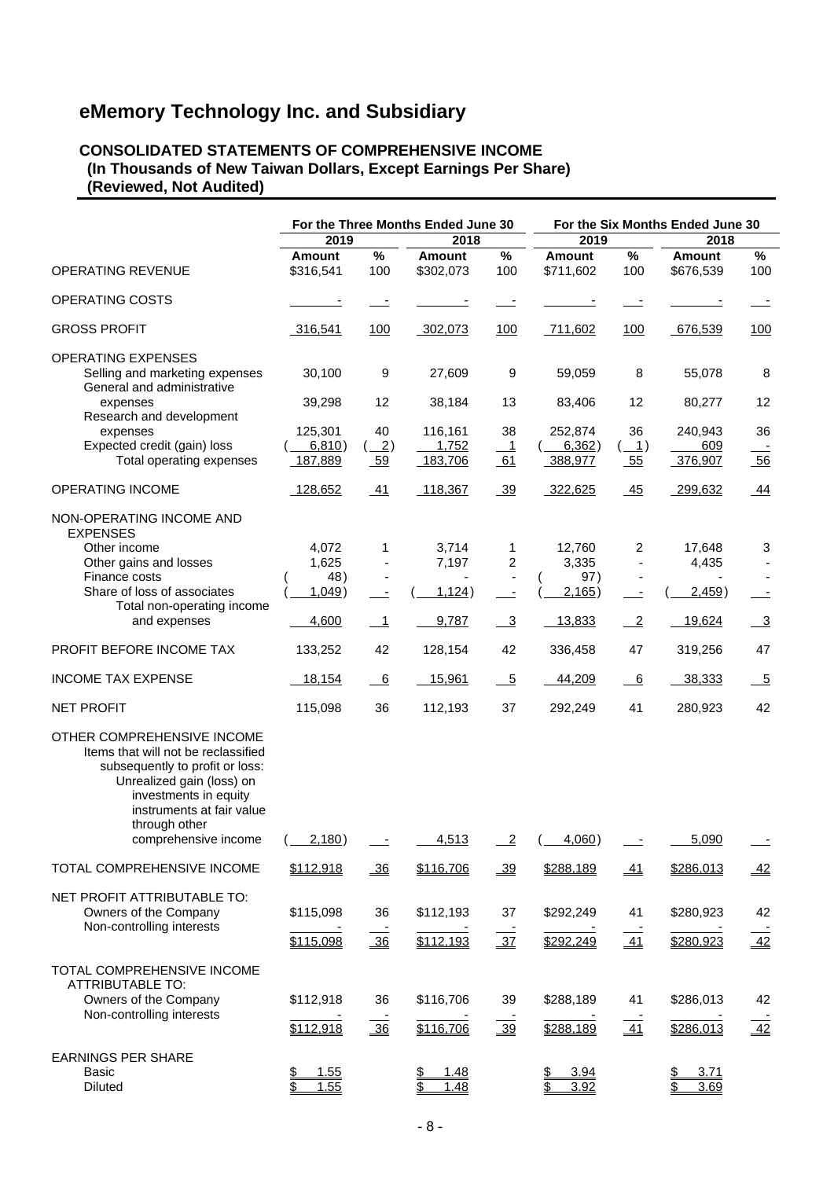# eMemory Technology Inc. and Subsidiary

**CONSOLIDATED STATEMENTS OF COMPREHENSIVE INCOME**
**(In Thousands of New Taiwan Dollars, Except Earnings Per Share)**
**(Reviewed, Not Audited)**

| | For the Three Months Ended June 30 | | | | For the Six Months Ended June 30 | | | |
|---|---|---|---|---|---|---|---|---|
| | 2019 | | 2018 | | 2019 | | 2018 | |
| | Amount | % | Amount | % | Amount | % | Amount | % |
| OPERATING REVENUE | $316,541 | 100 | $302,073 | 100 | $711,602 | 100 | $676,539 | 100 |
| OPERATING COSTS | - | - | - | - | - | - | - | - |
| GROSS PROFIT | 316,541 | 100 | 302,073 | 100 | 711,602 | 100 | 676,539 | 100 |
| OPERATING EXPENSES | | | | | | | | |
| Selling and marketing expenses | 30,100 | 9 | 27,609 | 9 | 59,059 | 8 | 55,078 | 8 |
| General and administrative expenses | 39,298 | 12 | 38,184 | 13 | 83,406 | 12 | 80,277 | 12 |
| Research and development expenses | 125,301 | 40 | 116,161 | 38 | 252,874 | 36 | 240,943 | 36 |
| Expected credit (gain) loss | ( 6,810) | ( 2) | 1,752 | 1 | ( 6,362) | ( 1) | 609 | - |
| Total operating expenses | 187,889 | 59 | 183,706 | 61 | 388,977 | 55 | 376,907 | 56 |
| OPERATING INCOME | 128,652 | 41 | 118,367 | 39 | 322,625 | 45 | 299,632 | 44 |
| NON-OPERATING INCOME AND EXPENSES | | | | | | | | |
| Other income | 4,072 | 1 | 3,714 | 1 | 12,760 | 2 | 17,648 | 3 |
| Other gains and losses | 1,625 | - | 7,197 | 2 | 3,335 | - | 4,435 | - |
| Finance costs | ( 48) | - | - | - | ( 97) | - | - | - |
| Share of loss of associates | ( 1,049) | - | ( 1,124) | - | ( 2,165) | - | ( 2,459) | - |
| Total non-operating income and expenses | 4,600 | 1 | 9,787 | 3 | 13,833 | 2 | 19,624 | 3 |
| PROFIT BEFORE INCOME TAX | 133,252 | 42 | 128,154 | 42 | 336,458 | 47 | 319,256 | 47 |
| INCOME TAX EXPENSE | 18,154 | 6 | 15,961 | 5 | 44,209 | 6 | 38,333 | 5 |
| NET PROFIT | 115,098 | 36 | 112,193 | 37 | 292,249 | 41 | 280,923 | 42 |
| OTHER COMPREHENSIVE INCOME | | | | | | | | |
| Items that will not be reclassified subsequently to profit or loss: | | | | | | | | |
| Unrealized gain (loss) on investments in equity instruments at fair value through other comprehensive income | ( 2,180) | - | 4,513 | 2 | ( 4,060) | - | 5,090 | - |
| TOTAL COMPREHENSIVE INCOME | $112,918 | 36 | $116,706 | 39 | $288,189 | 41 | $286,013 | 42 |
| NET PROFIT ATTRIBUTABLE TO: | | | | | | | | |
| Owners of the Company | $115,098 | 36 | $112,193 | 37 | $292,249 | 41 | $280,923 | 42 |
| Non-controlling interests | - | - | - | - | - | - | - | - |
| | $115,098 | 36 | $112,193 | 37 | $292,249 | 41 | $280,923 | 42 |
| TOTAL COMPREHENSIVE INCOME ATTRIBUTABLE TO: | | | | | | | | |
| Owners of the Company | $112,918 | 36 | $116,706 | 39 | $288,189 | 41 | $286,013 | 42 |
| Non-controlling interests | - | - | - | - | - | - | - | - |
| | $112,918 | 36 | $116,706 | 39 | $288,189 | 41 | $286,013 | 42 |
| EARNINGS PER SHARE | | | | | | | | |
| Basic | $ 1.55 | | $ 1.48 | | $ 3.94 | | $ 3.71 | |
| Diluted | $ 1.55 | | $ 1.48 | | $ 3.92 | | $ 3.69 | |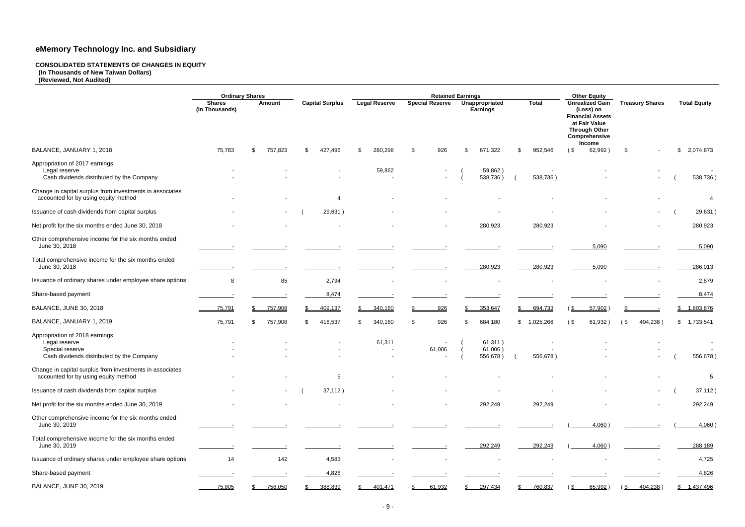# eMemory Technology Inc. and Subsidiary

**CONSOLIDATED STATEMENTS OF CHANGES IN EQUITY**
**(In Thousands of New Taiwan Dollars)**
**(Reviewed, Not Audited)**

| | Ordinary Shares | | | Retained Earnings | | | | Other Equity | | |
|---|---|---|---|---|---|---|---|---|---|---|
| | Shares (In Thousands) | Amount | Capital Surplus | Legal Reserve | Special Reserve | Unappropriated Earnings | Total | Unrealized Gain (Loss) on Financial Assets at Fair Value Through Other Comprehensive Income | Treasury Shares | Total Equity |
| BALANCE, JANUARY 1, 2018 | 75,783 | $ 757,823 | $ 427,496 | $ 280,298 | $ 926 | $ 671,322 | $ 952,546 | ($ 62,992) | $ - | $ 2,074,873 |
| Appropriation of 2017 earnings | | | | | | | | | | |
| Legal reserve | - | - | - | 59,862 | - | (59,862) | - | - | - | - |
| Cash dividends distributed by the Company | - | - | - | - | - | (538,736) | (538,736) | - | - | (538,736) |
| Change in capital surplus from investments in associates accounted for by using equity method | - | - | 4 | - | - | - | - | - | - | 4 |
| Issuance of cash dividends from capital surplus | - | - | (29,631) | - | - | - | - | - | - | (29,631) |
| Net profit for the six months ended June 30, 2018 | - | - | - | - | - | 280,923 | 280,923 | - | - | 280,923 |
| Other comprehensive income for the six months ended June 30, 2018 | - | - | - | - | - | - | - | 5,090 | - | 5,090 |
| Total comprehensive income for the six months ended June 30, 2018 | - | - | - | - | - | 280,923 | 280,923 | 5,090 | - | 286,013 |
| Issuance of ordinary shares under employee share options | 8 | 85 | 2,794 | - | - | - | - | - | - | 2,879 |
| Share-based payment | - | - | 8,474 | - | - | - | - | - | - | 8,474 |
| BALANCE, JUNE 30, 2018 | 75,791 | $ 757,908 | $ 409,137 | $ 340,160 | $ 926 | $ 353,647 | $ 694,733 | ($ 57,902) | $ - | $ 1,803,876 |
| BALANCE, JANUARY 1, 2019 | 75,791 | $ 757,908 | $ 416,537 | $ 340,160 | $ 926 | $ 684,180 | $ 1,025,266 | ($ 61,932) | ($ 404,238) | $ 1,733,541 |
| Appropriation of 2018 earnings | | | | | | | | | | |
| Legal reserve | - | - | - | 61,311 | - | (61,311) | - | - | - | - |
| Special reserve | - | - | - | - | 61,006 | (61,006) | - | - | - | - |
| Cash dividends distributed by the Company | - | - | - | - | - | (556,678) | (556,678) | - | - | (556,678) |
| Change in capital surplus from investments in associates accounted for by using equity method | - | - | 5 | - | - | - | - | - | - | 5 |
| Issuance of cash dividends from capital surplus | - | - | (37,112) | - | - | - | - | - | - | (37,112) |
| Net profit for the six months ended June 30, 2019 | - | - | - | - | - | 292,249 | 292,249 | - | - | 292,249 |
| Other comprehensive income for the six months ended June 30, 2019 | - | - | - | - | - | - | - | (4,060) | - | (4,060) |
| Total comprehensive income for the six months ended June 30, 2019 | - | - | - | - | - | 292,249 | 292,249 | (4,060) | - | 288,189 |
| Issuance of ordinary shares under employee share options | 14 | 142 | 4,583 | - | - | - | - | - | - | 4,725 |
| Share-based payment | - | - | 4,826 | - | - | - | - | - | - | 4,826 |
| BALANCE, JUNE 30, 2019 | 75,805 | $ 758,050 | $ 388,839 | $ 401,471 | $ 61,932 | $ 297,434 | $ 760,837 | ($ 65,992) | ($ 404,238) | $ 1,437,496 |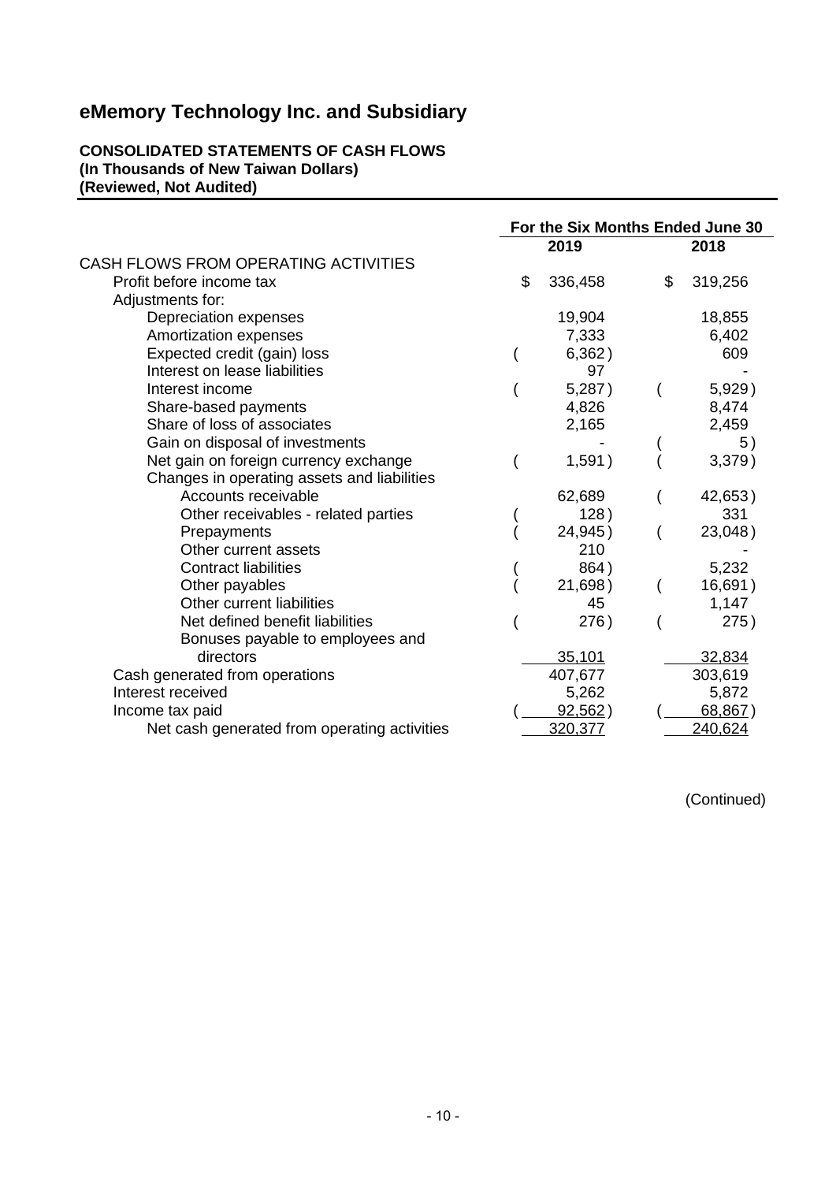# eMemory Technology Inc. and Subsidiary

**CONSOLIDATED STATEMENTS OF CASH FLOWS**
**(In Thousands of New Taiwan Dollars)**
**(Reviewed, Not Audited)**

| | For the Six Months Ended June 30 | |
|---|---|---|
| | 2019 | 2018 |
| CASH FLOWS FROM OPERATING ACTIVITIES | | |
| Profit before income tax | $ 336,458 | $ 319,256 |
| Adjustments for: | | |
| Depreciation expenses | 19,904 | 18,855 |
| Amortization expenses | 7,333 | 6,402 |
| Expected credit (gain) loss | ( 6,362 ) | 609 |
| Interest on lease liabilities | 97 | - |
| Interest income | ( 5,287 ) | ( 5,929 ) |
| Share-based payments | 4,826 | 8,474 |
| Share of loss of associates | 2,165 | 2,459 |
| Gain on disposal of investments | - | ( 5 ) |
| Net gain on foreign currency exchange | ( 1,591 ) | ( 3,379 ) |
| Changes in operating assets and liabilities | | |
| Accounts receivable | 62,689 | ( 42,653 ) |
| Other receivables - related parties | ( 128 ) | 331 |
| Prepayments | ( 24,945 ) | ( 23,048 ) |
| Other current assets | 210 | - |
| Contract liabilities | ( 864 ) | 5,232 |
| Other payables | ( 21,698 ) | ( 16,691 ) |
| Other current liabilities | 45 | 1,147 |
| Net defined benefit liabilities | ( 276 ) | ( 275 ) |
| Bonuses payable to employees and directors | 35,101 | 32,834 |
| Cash generated from operations | 407,677 | 303,619 |
| Interest received | 5,262 | 5,872 |
| Income tax paid | ( 92,562 ) | ( 68,867 ) |
| Net cash generated from operating activities | 320,377 | 240,624 |

(Continued)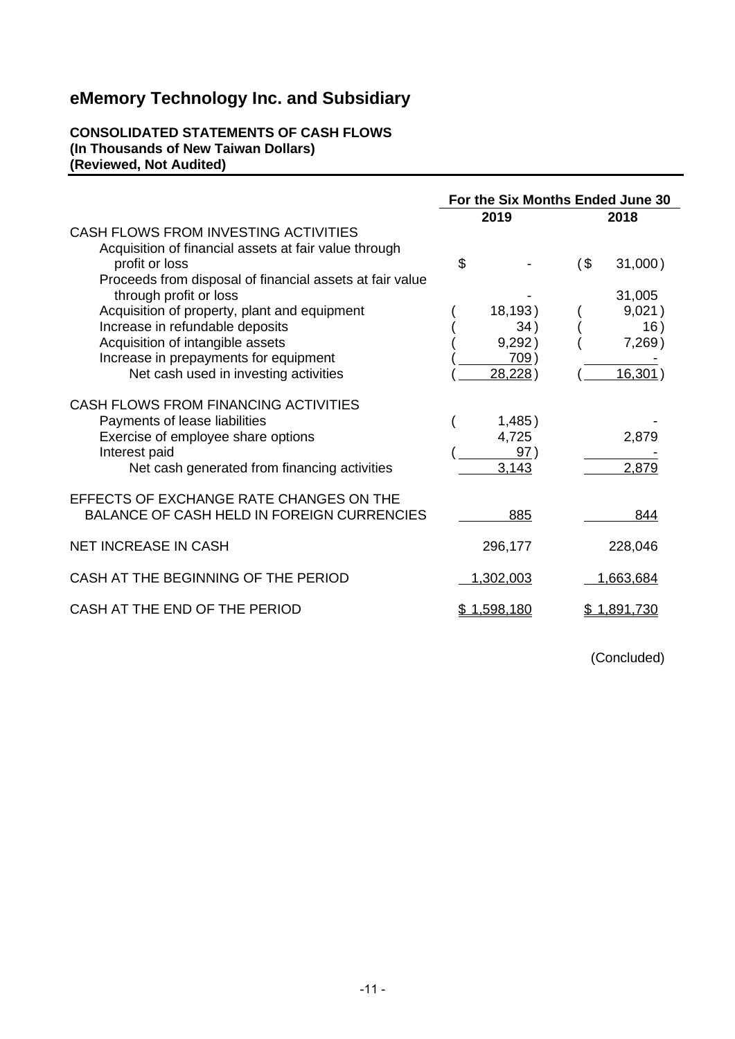# eMemory Technology Inc. and Subsidiary

**CONSOLIDATED STATEMENTS OF CASH FLOWS**
**(In Thousands of New Taiwan Dollars)**
**(Reviewed, Not Audited)**

| | For the Six Months Ended June 30 | |
|---|---|---|
| | 2019 | 2018 |
| CASH FLOWS FROM INVESTING ACTIVITIES | | |
| Acquisition of financial assets at fair value through profit or loss | $ - | ($ 31,000) |
| Proceeds from disposal of financial assets at fair value through profit or loss | - | 31,005 |
| Acquisition of property, plant and equipment | ( 18,193) | ( 9,021) |
| Increase in refundable deposits | ( 34) | ( 16) |
| Acquisition of intangible assets | ( 9,292) | ( 7,269) |
| Increase in prepayments for equipment | ( 709) | - |
| Net cash used in investing activities | ( 28,228) | ( 16,301) |
| CASH FLOWS FROM FINANCING ACTIVITIES | | |
| Payments of lease liabilities | ( 1,485) | - |
| Exercise of employee share options | 4,725 | 2,879 |
| Interest paid | ( 97) | - |
| Net cash generated from financing activities | 3,143 | 2,879 |
| EFFECTS OF EXCHANGE RATE CHANGES ON THE BALANCE OF CASH HELD IN FOREIGN CURRENCIES | 885 | 844 |
| NET INCREASE IN CASH | 296,177 | 228,046 |
| CASH AT THE BEGINNING OF THE PERIOD | 1,302,003 | 1,663,684 |
| CASH AT THE END OF THE PERIOD | $ 1,598,180 | $ 1,891,730 |

(Concluded)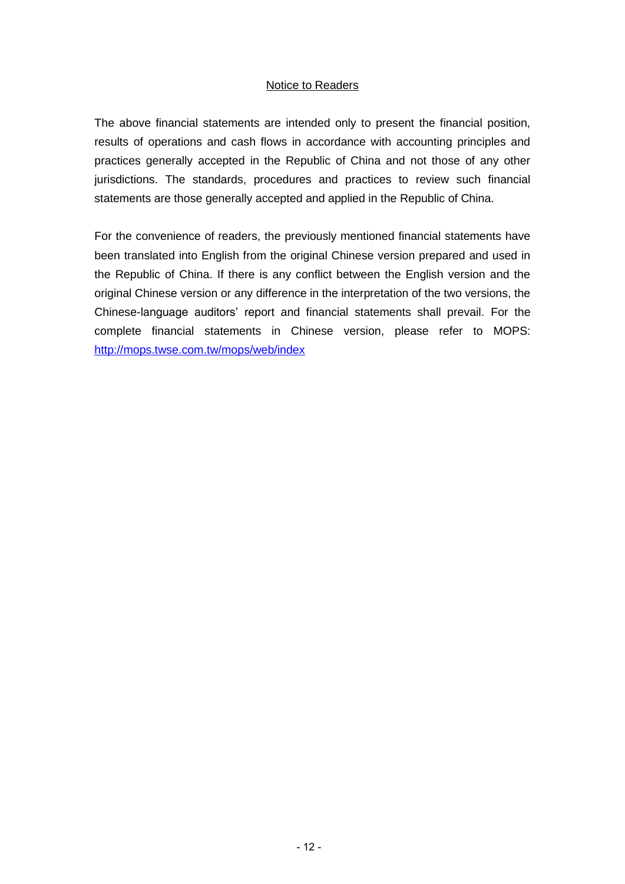## Notice to Readers

The above financial statements are intended only to present the financial position, results of operations and cash flows in accordance with accounting principles and practices generally accepted in the Republic of China and not those of any other jurisdictions. The standards, procedures and practices to review such financial statements are those generally accepted and applied in the Republic of China.

For the convenience of readers, the previously mentioned financial statements have been translated into English from the original Chinese version prepared and used in the Republic of China. If there is any conflict between the English version and the original Chinese version or any difference in the interpretation of the two versions, the Chinese-language auditors' report and financial statements shall prevail. For the complete financial statements in Chinese version, please refer to MOPS: http://mops.twse.com.tw/mops/web/index